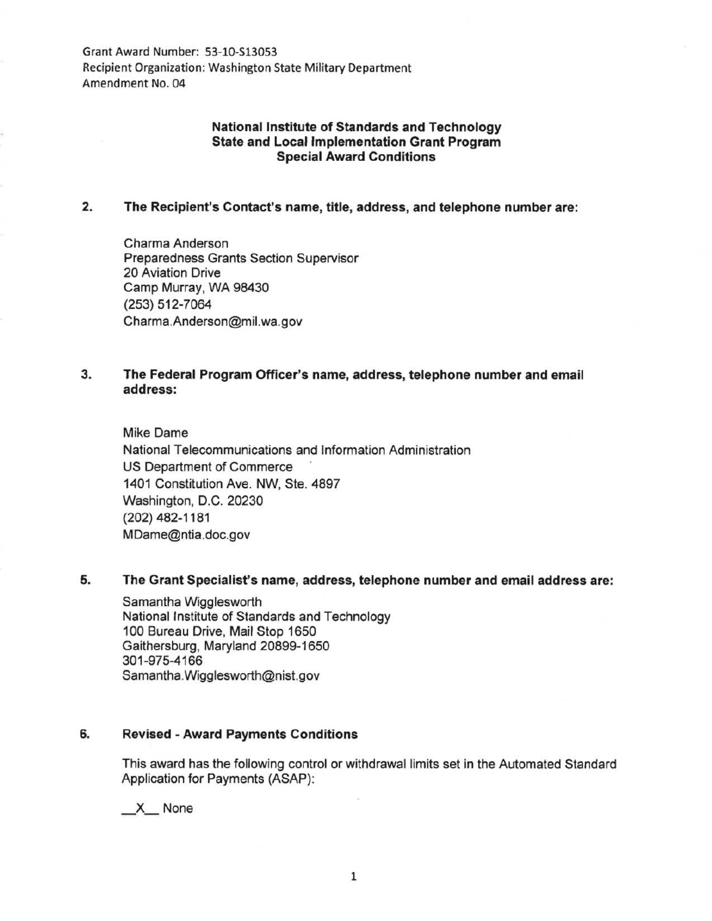Grant Award Number: 53-10-S13053
Recipient Organization: Washington State Military Department
Amendment No. 04

**National Institute of Standards and Technology**
**State and Local Implementation Grant Program**
**Special Award Conditions**

**2. The Recipient's Contact's name, title, address, and telephone number are:**

Charma Anderson
Preparedness Grants Section Supervisor
20 Aviation Drive
Camp Murray, WA 98430
(253) 512-7064
Charma.Anderson@mil.wa.gov

**3. The Federal Program Officer's name, address, telephone number and email address:**

Mike Dame
National Telecommunications and Information Administration
US Department of Commerce
1401 Constitution Ave. NW, Ste. 4897
Washington, D.C. 20230
(202) 482-1181
MDame@ntia.doc.gov

**5. The Grant Specialist's name, address, telephone number and email address are:**

Samantha Wigglesworth
National Institute of Standards and Technology
100 Bureau Drive, Mail Stop 1650
Gaithersburg, Maryland 20899-1650
301-975-4166
Samantha.Wigglesworth@nist.gov

**6. Revised - Award Payments Conditions**

This award has the following control or withdrawal limits set in the Automated Standard Application for Payments (ASAP):

\_\_X\_\_ None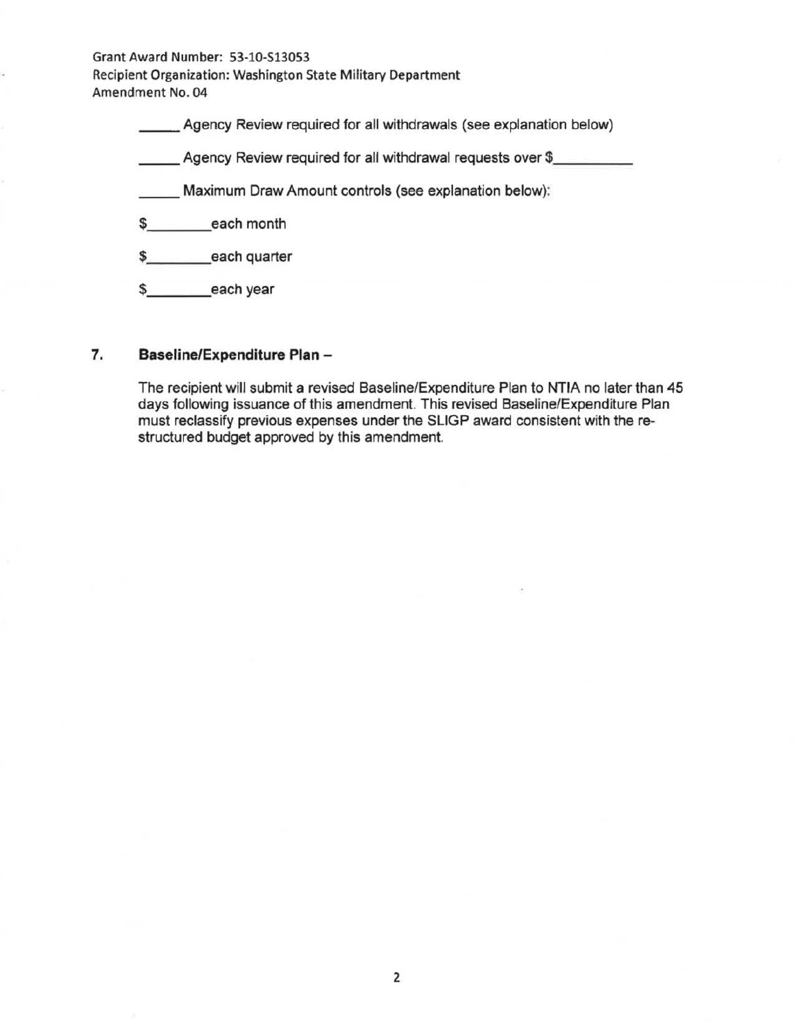Grant Award Number: 53-10-S13053
Recipient Organization: Washington State Military Department
Amendment No. 04

_____ Agency Review required for all withdrawals (see explanation below)

_____ Agency Review required for all withdrawal requests over $_________

_____ Maximum Draw Amount controls (see explanation below):

$________each month

$________each quarter

$________each year

**7. Baseline/Expenditure Plan –**

The recipient will submit a revised Baseline/Expenditure Plan to NTIA no later than 45 days following issuance of this amendment. This revised Baseline/Expenditure Plan must reclassify previous expenses under the SLIGP award consistent with the re-structured budget approved by this amendment.